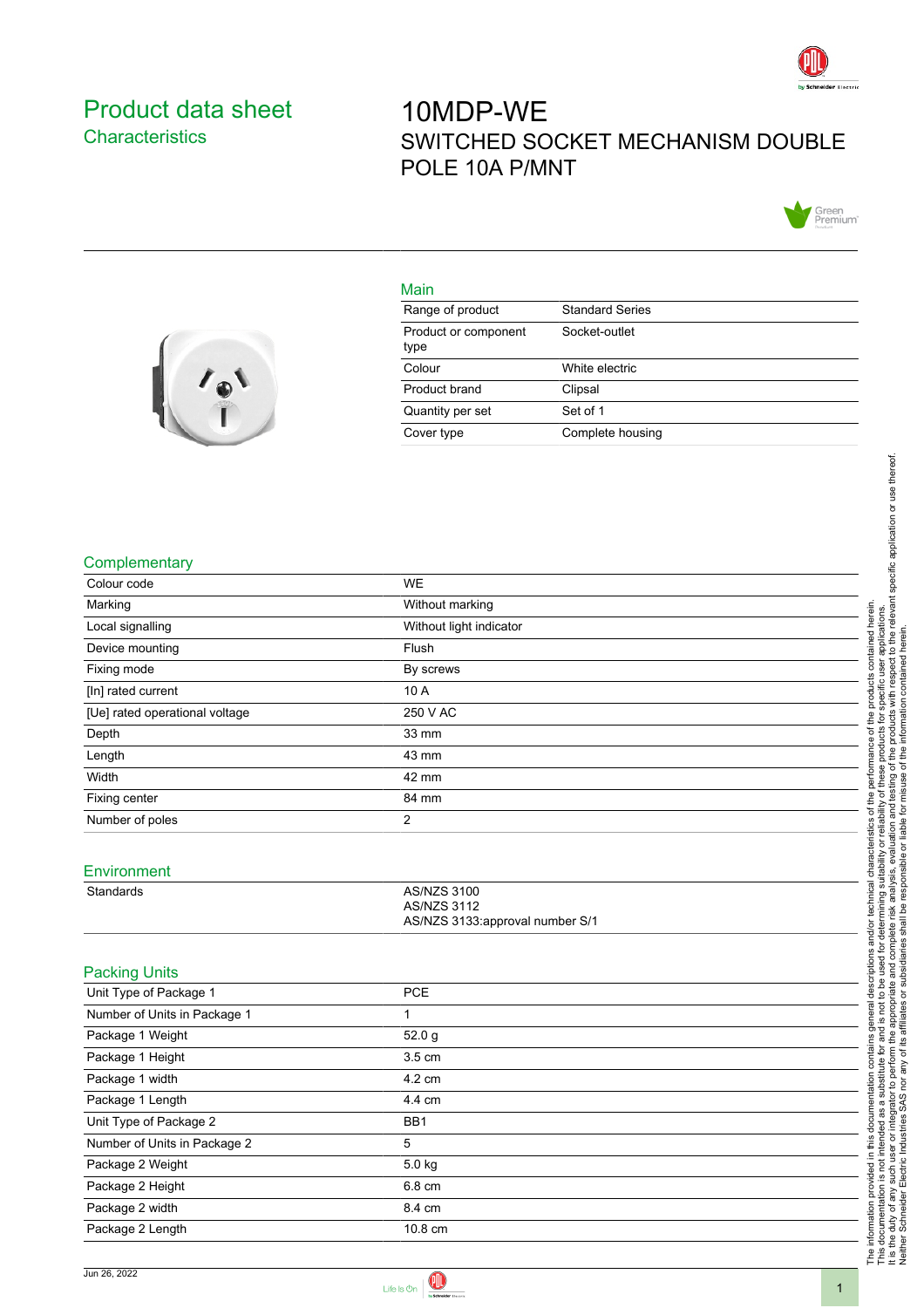# Product data sheet
## Characteristics

# 10MDP-WE
## SWITCHED SOCKET MECHANISM DOUBLE POLE 10A P/MNT

### Main

| | |
|---|---|
| Range of product | Standard Series |
| Product or component type | Socket-outlet |
| Colour | White electric |
| Product brand | Clipsal |
| Quantity per set | Set of 1 |
| Cover type | Complete housing |

### Complementary

| | |
|---|---|
| Colour code | WE |
| Marking | Without marking |
| Local signalling | Without light indicator |
| Device mounting | Flush |
| Fixing mode | By screws |
| [In] rated current | 10 A |
| [Ue] rated operational voltage | 250 V AC |
| Depth | 33 mm |
| Length | 43 mm |
| Width | 42 mm |
| Fixing center | 84 mm |
| Number of poles | 2 |

### Environment

| | |
|---|---|
| Standards | AS/NZS 3100<br>AS/NZS 3112<br>AS/NZS 3133:approval number S/1 |

### Packing Units

| | |
|---|---|
| Unit Type of Package 1 | PCE |
| Number of Units in Package 1 | 1 |
| Package 1 Weight | 52.0 g |
| Package 1 Height | 3.5 cm |
| Package 1 width | 4.2 cm |
| Package 1 Length | 4.4 cm |
| Unit Type of Package 2 | BB1 |
| Number of Units in Package 2 | 5 |
| Package 2 Weight | 5.0 kg |
| Package 2 Height | 6.8 cm |
| Package 2 width | 8.4 cm |
| Package 2 Length | 10.8 cm |

The information provided in this documentation contains general descriptions and/or technical characteristics of the performance of the products contained herein. This documentation is not intended as a substitute for and is not to be used for determining suitability or reliability of these products for specific user applications. It is the duty of any such user or integrator to perform the appropriate and complete risk analysis, evaluation and testing of the products with respect to the relevant specific application or use thereof. Neither Schneider Electric Industries SAS nor any of its affiliates or subsidiaries shall be responsible or liable for misuse of the information contained herein.

Jun 26, 2022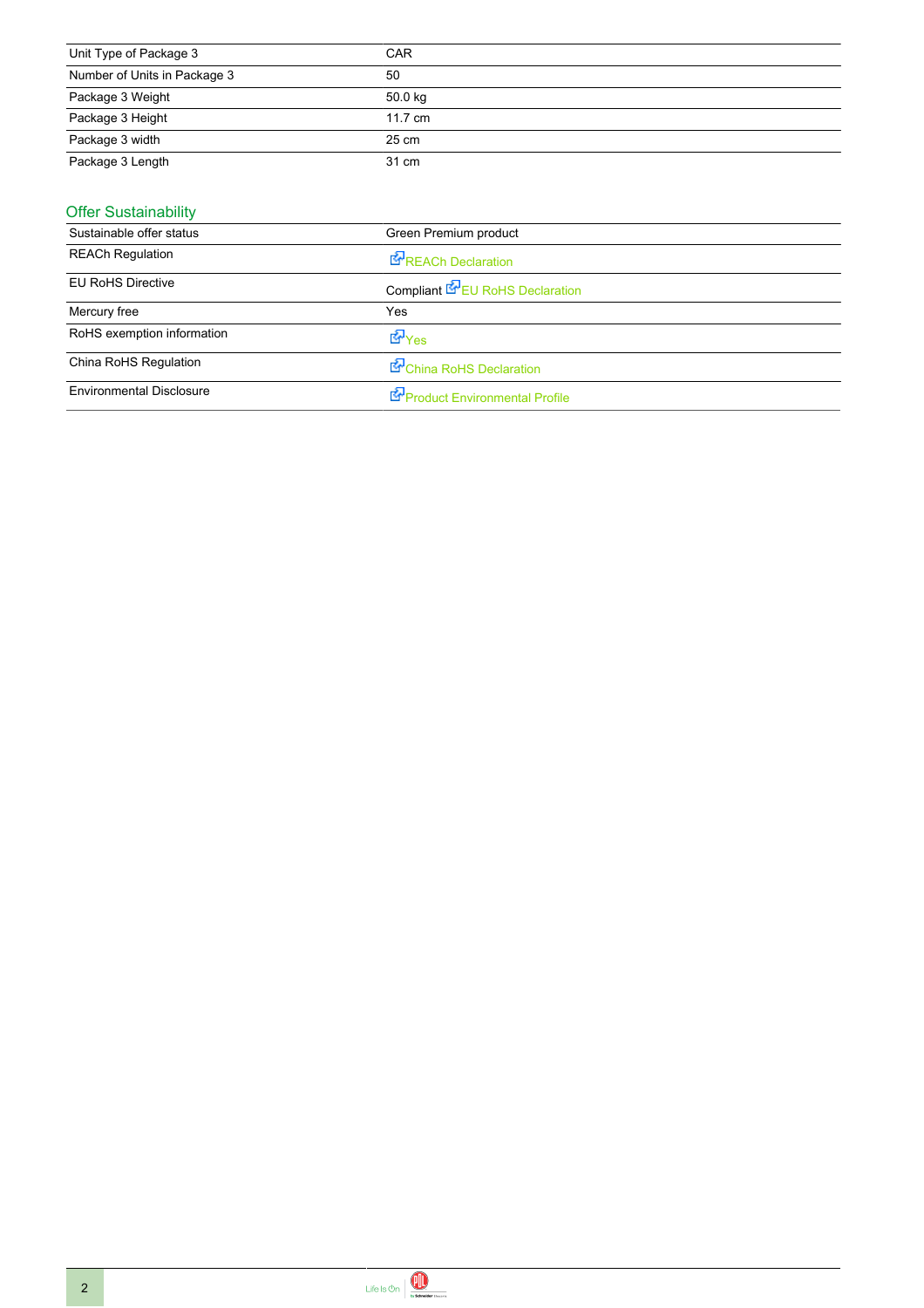| | |
|---|---|
| Unit Type of Package 3 | CAR |
| Number of Units in Package 3 | 50 |
| Package 3 Weight | 50.0 kg |
| Package 3 Height | 11.7 cm |
| Package 3 width | 25 cm |
| Package 3 Length | 31 cm |

## Offer Sustainability

| | |
|---|---|
| Sustainable offer status | Green Premium product |
| REACh Regulation | REACh Declaration |
| EU RoHS Directive | Compliant EU RoHS Declaration |
| Mercury free | Yes |
| RoHS exemption information | Yes |
| China RoHS Regulation | China RoHS Declaration |
| Environmental Disclosure | Product Environmental Profile |